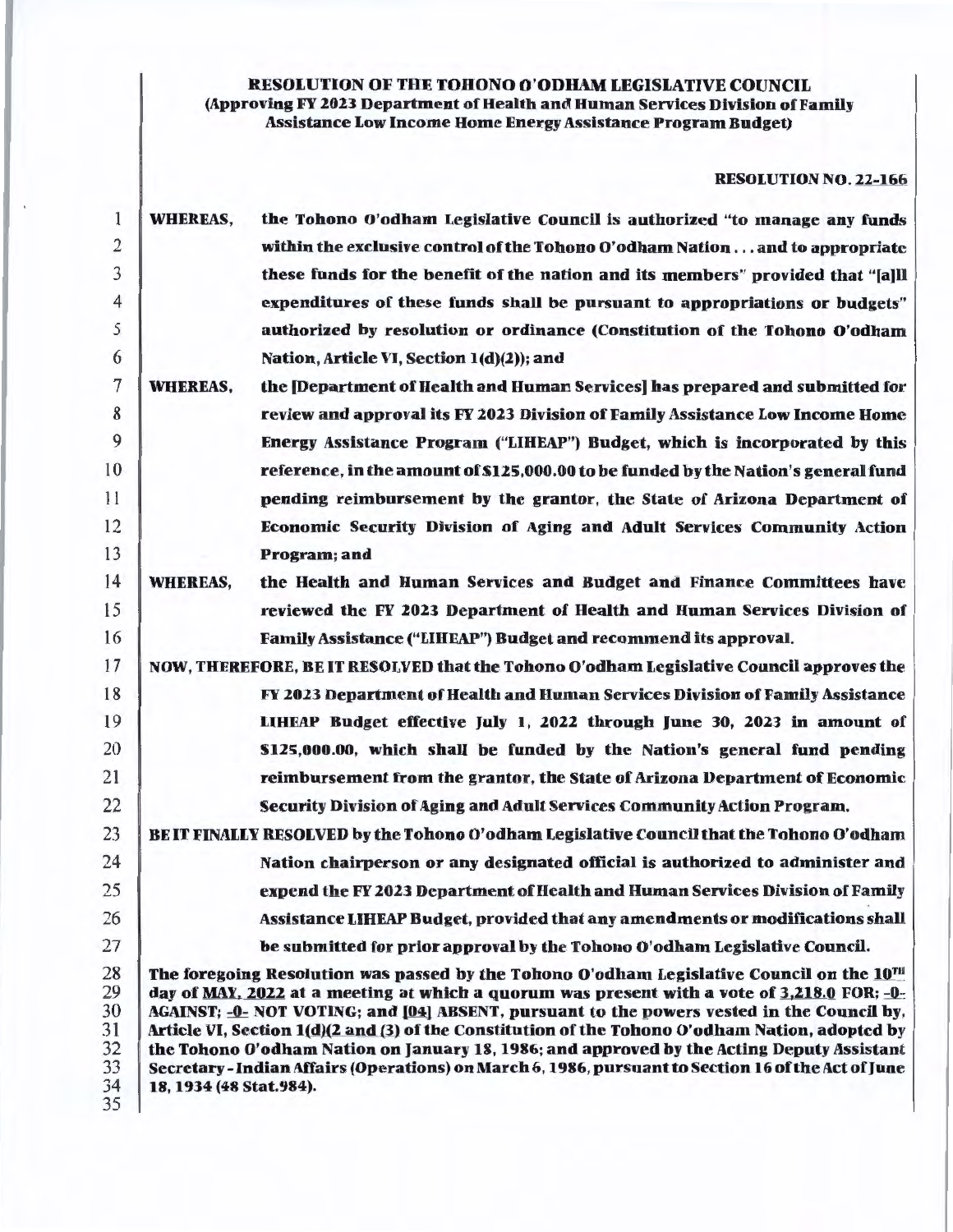**RESOLUTION OF THE TOHONO O'ODHAM LEGISLATIVE COUNCIL**
**(Approving FY 2023 Department of Health and Human Services Division of Family Assistance Low Income Home Energy Assistance Program Budget)**

**RESOLUTION NO. 22-166**

**WHEREAS,** the Tohono O'odham Legislative Council is authorized "to manage any funds within the exclusive control of the Tohono O'odham Nation . . . and to appropriate these funds for the benefit of the nation and its members" provided that "[a]ll expenditures of these funds shall be pursuant to appropriations or budgets" authorized by resolution or ordinance (Constitution of the Tohono O'odham Nation, Article VI, Section 1(d)(2)); and

**WHEREAS,** the [Department of Health and Human Services] has prepared and submitted for review and approval its FY 2023 Division of Family Assistance Low Income Home Energy Assistance Program ("LIHEAP") Budget, which is incorporated by this reference, in the amount of $125,000.00 to be funded by the Nation's general fund pending reimbursement by the grantor, the State of Arizona Department of Economic Security Division of Aging and Adult Services Community Action Program; and

**WHEREAS,** the Health and Human Services and Budget and Finance Committees have reviewed the FY 2023 Department of Health and Human Services Division of Family Assistance ("LIHEAP") Budget and recommend its approval.

**NOW, THEREFORE, BE IT RESOLVED** that the Tohono O'odham Legislative Council approves the FY 2023 Department of Health and Human Services Division of Family Assistance LIHEAP Budget effective July 1, 2022 through June 30, 2023 in amount of $125,000.00, which shall be funded by the Nation's general fund pending reimbursement from the grantor, the State of Arizona Department of Economic Security Division of Aging and Adult Services Community Action Program.

**BE IT FINALLY RESOLVED** by the Tohono O'odham Legislative Council that the Tohono O'odham Nation chairperson or any designated official is authorized to administer and expend the FY 2023 Department of Health and Human Services Division of Family Assistance LIHEAP Budget, provided that any amendments or modifications shall be submitted for prior approval by the Tohono O'odham Legislative Council.

The foregoing Resolution was passed by the Tohono O'odham Legislative Council on the 10TH day of MAY, 2022 at a meeting at which a quorum was present with a vote of 3,218.0 FOR; -0- AGAINST; -0- NOT VOTING; and [04] ABSENT, pursuant to the powers vested in the Council by, Article VI, Section 1(d)(2 and (3) of the Constitution of the Tohono O'odham Nation, adopted by the Tohono O'odham Nation on January 18, 1986; and approved by the Acting Deputy Assistant Secretary - Indian Affairs (Operations) on March 6, 1986, pursuant to Section 16 of the Act of June 18, 1934 (48 Stat.984).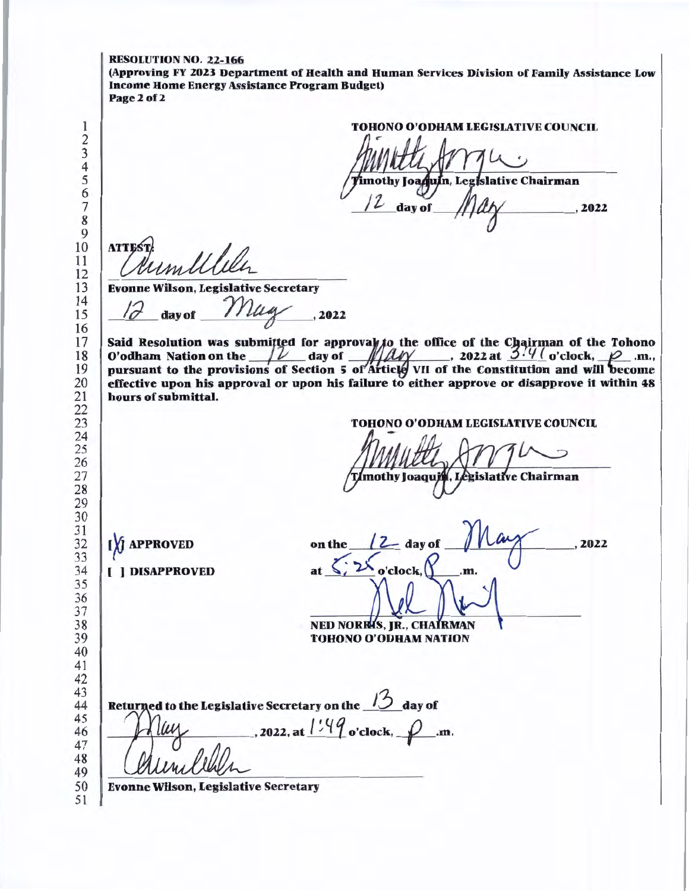**RESOLUTION NO. 22-166**
**(Approving FY 2023 Department of Health and Human Services Division of Family Assistance Low Income Home Energy Assistance Program Budget)**
**Page 2 of 2**

**TOHONO O'ODHAM LEGISLATIVE COUNCIL**

**Timothy Joaquin, Legislative Chairman**

12 **day of** May **, 2022**

**ATTEST:**

**Evonne Wilson, Legislative Secretary**

12 **day of** May **, 2022**

**Said Resolution was submitted for approval to the office of the Chairman of the Tohono O'odham Nation on the** 12 **day of** May **, 2022 at** 3:41 **o'clock,** p **.m., pursuant to the provisions of Section 5 of Article VII of the Constitution and will become effective upon his approval or upon his failure to either approve or disapprove it within 48 hours of submittal.**

**TOHONO O'ODHAM LEGISLATIVE COUNCIL**

**Timothy Joaquin, Legislative Chairman**

**[X] APPROVED** **on the** 12 **day of** May **, 2022**

**[ ] DISAPPROVED** **at** 5:25 **o'clock,** P **.m.**

**NED NORRIS, JR., CHAIRMAN**
**TOHONO O'ODHAM NATION**

**Returned to the Legislative Secretary on the** 13 **day of** May **, 2022, at** 1:49 **o'clock,** p **.m.**

**Evonne Wilson, Legislative Secretary**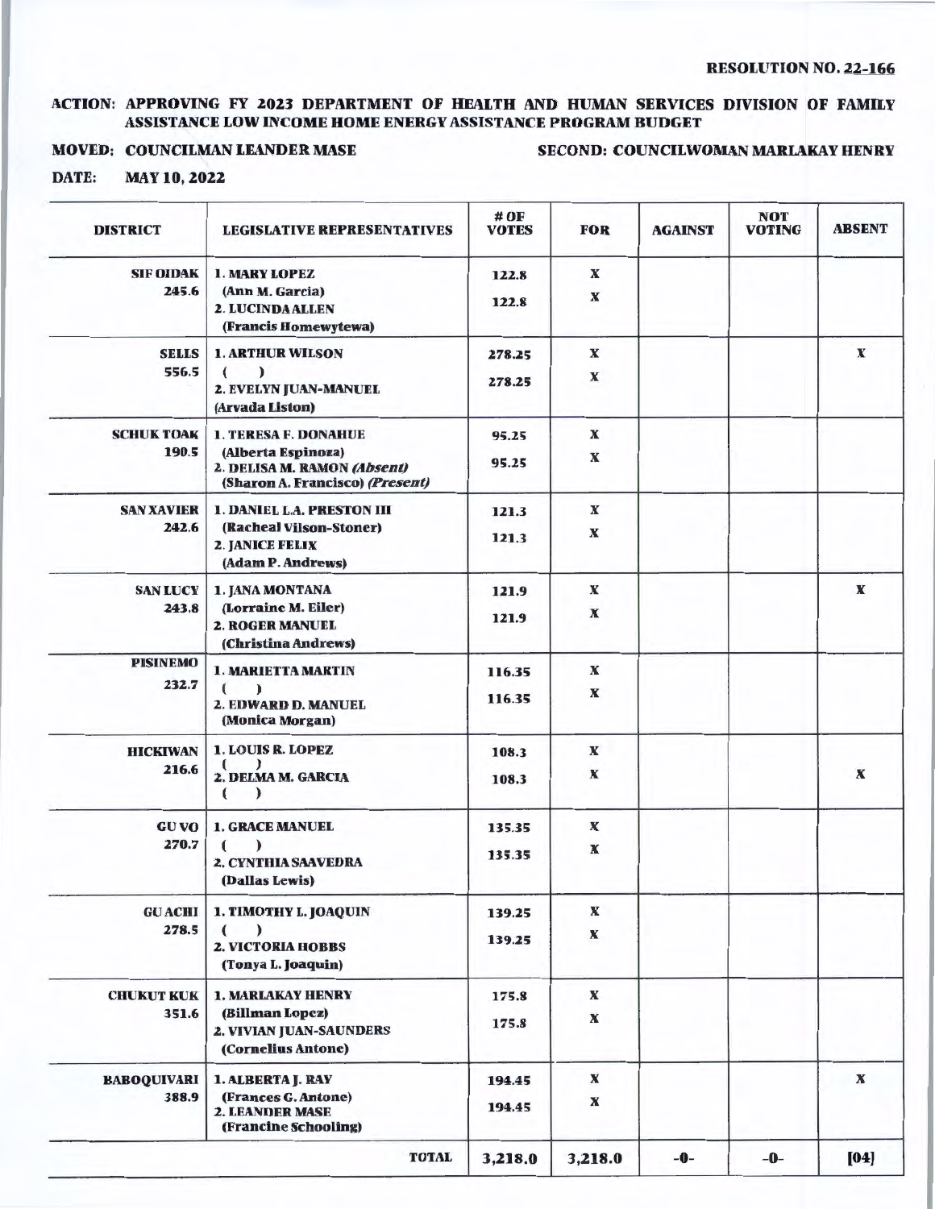**RESOLUTION NO. 22-166**

**ACTION: APPROVING FY 2023 DEPARTMENT OF HEALTH AND HUMAN SERVICES DIVISION OF FAMILY ASSISTANCE LOW INCOME HOME ENERGY ASSISTANCE PROGRAM BUDGET**

**MOVED: COUNCILMAN LEANDER MASE** **SECOND: COUNCILWOMAN MARLAKAY HENRY**

**DATE: MAY 10, 2022**

| DISTRICT | LEGISLATIVE REPRESENTATIVES | # OF VOTES | FOR | AGAINST | NOT VOTING | ABSENT |
|---|---|---|---|---|---|---|
| SIF OIDAK 245.6 | 1. MARY LOPEZ (Ann M. Garcia) 2. LUCINDA ALLEN (Francis Homewytewa) | 122.8 122.8 | X X | | | |
| SELLS 556.5 | 1. ARTHUR WILSON ( ) 2. EVELYN JUAN-MANUEL (Arvada Liston) | 278.25 278.25 | X X | | | X |
| SCHUK TOAK 190.5 | 1. TERESA F. DONAHUE (Alberta Espinoza) 2. DELISA M. RAMON *(Absent)* (Sharon A. Francisco) *(Present)* | 95.25 95.25 | X X | | | |
| SAN XAVIER 242.6 | 1. DANIEL L.A. PRESTON III (Racheal Vilson-Stoner) 2. JANICE FELIX (Adam P. Andrews) | 121.3 121.3 | X X | | | |
| SAN LUCY 243.8 | 1. JANA MONTANA (Lorraine M. Eiler) 2. ROGER MANUEL (Christina Andrews) | 121.9 121.9 | X X | | | X |
| PISINEMO 232.7 | 1. MARIETTA MARTIN ( ) 2. EDWARD D. MANUEL (Monica Morgan) | 116.35 116.35 | X X | | | |
| HICKIWAN 216.6 | 1. LOUIS R. LOPEZ ( ) 2. DELMA M. GARCIA ( ) | 108.3 108.3 | X X | | | X |
| GU VO 270.7 | 1. GRACE MANUEL ( ) 2. CYNTHIA SAAVEDRA (Dallas Lewis) | 135.35 135.35 | X X | | | |
| GU ACHI 278.5 | 1. TIMOTHY L. JOAQUIN ( ) 2. VICTORIA HOBBS (Tonya L. Joaquin) | 139.25 139.25 | X X | | | |
| CHUKUT KUK 351.6 | 1. MARLAKAY HENRY (Billman Lopez) 2. VIVIAN JUAN-SAUNDERS (Cornelius Antone) | 175.8 175.8 | X X | | | |
| BABOQUIVARI 388.9 | 1. ALBERTA J. RAY (Frances G. Antone) 2. LEANDER MASE (Francine Schooling) | 194.45 194.45 | X X | | | X |
| | **TOTAL** | **3,218.0** | **3,218.0** | **-0-** | **-0-** | **[04]** |